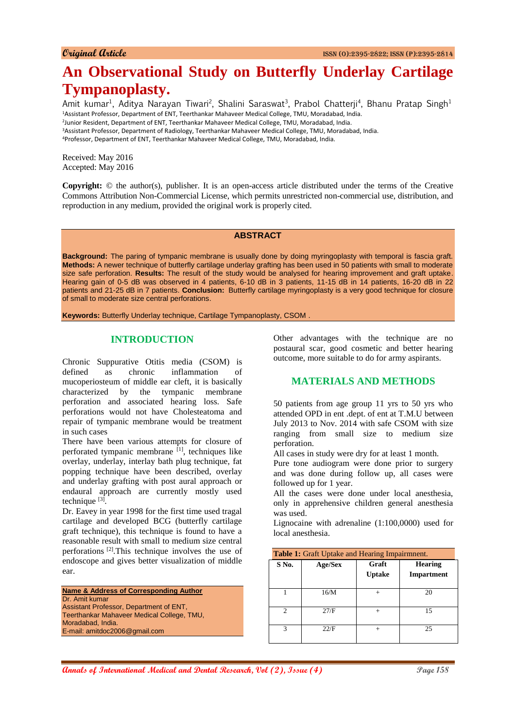Original Article

# An Observational Study on Butterfly Underlay Cartilage Tympanoplasty.

Amit kumar[1], Aditya Narayan Tiwari[2], Shalini Saraswat[3], Prabol Chatterji[4], Bhanu Pratap Singh[1]

[1]Assistant Professor, Department of ENT, Teerthankar Mahaveer Medical College, TMU, Moradabad, India.
[2]Junior Resident, Department of ENT, Teerthankar Mahaveer Medical College, TMU, Moradabad, India.
[3]Assistant Professor, Department of Radiology, Teerthankar Mahaveer Medical College, TMU, Moradabad, India.
[4]Professor, Department of ENT, Teerthankar Mahaveer Medical College, TMU, Moradabad, India.

Received: May 2016
Accepted: May 2016

**Copyright:** © the author(s), publisher. It is an open-access article distributed under the terms of the Creative Commons Attribution Non-Commercial License, which permits unrestricted non-commercial use, distribution, and reproduction in any medium, provided the original work is properly cited.

## ABSTRACT

**Background:** The paring of tympanic membrane is usually done by doing myringoplasty with temporal is fascia graft. **Methods:** A newer technique of butterfly cartilage underlay grafting has been used in 50 patients with small to moderate size safe perforation. **Results:** The result of the study would be analysed for hearing improvement and graft uptake. Hearing gain of 0-5 dB was observed in 4 patients, 6-10 dB in 3 patients, 11-15 dB in 14 patients, 16-20 dB in 22 patients and 21-25 dB in 7 patients. **Conclusion:** Butterfly cartilage myringoplasty is a very good technique for closure of small to moderate size central perforations.

**Keywords:** Butterfly Underlay technique, Cartilage Tympanoplasty, CSOM .

## INTRODUCTION

Chronic Suppurative Otitis media (CSOM) is defined as chronic inflammation of mucoperiosteum of middle ear cleft, it is basically characterized by the tympanic membrane perforation and associated hearing loss. Safe perforations would not have Cholesteatoma and repair of tympanic membrane would be treatment in such cases

There have been various attempts for closure of perforated tympanic membrane [1], techniques like overlay, underlay, interlay bath plug technique, fat popping technique have been described, overlay and underlay grafting with post aural approach or endaural approach are currently mostly used technique [3].

Dr. Eavey in year 1998 for the first time used tragal cartilage and developed BCG (butterfly cartilage graft technique), this technique is found to have a reasonable result with small to medium size central perforations [2].This technique involves the use of endoscope and gives better visualization of middle ear.

**Name & Address of Corresponding Author**
Dr. Amit kumar
Assistant Professor, Department of ENT,
Teerthankar Mahaveer Medical College, TMU,
Moradabad, India.
E-mail: amitdoc2006@gmail.com

Other advantages with the technique are no postaural scar, good cosmetic and better hearing outcome, more suitable to do for army aspirants.

## MATERIALS AND METHODS

50 patients from age group 11 yrs to 50 yrs who attended OPD in ent .dept. of ent at T.M.U between July 2013 to Nov. 2014 with safe CSOM with size ranging from small size to medium size perforation.

All cases in study were dry for at least 1 month.

Pure tone audiogram were done prior to surgery and was done during follow up, all cases were followed up for 1 year.

All the cases were done under local anesthesia, only in apprehensive children general anesthesia was used.

Lignocaine with adrenaline (1:100,0000) used for local anesthesia.

**Table 1:** Graft Uptake and Hearing Impairmnent.

| S No. | Age/Sex | Graft Uptake | Hearing Impartment |
|---|---|---|---|
| 1 | 16/M | + | 20 |
| 2 | 27/F | + | 15 |
| 3 | 22/F | + | 25 |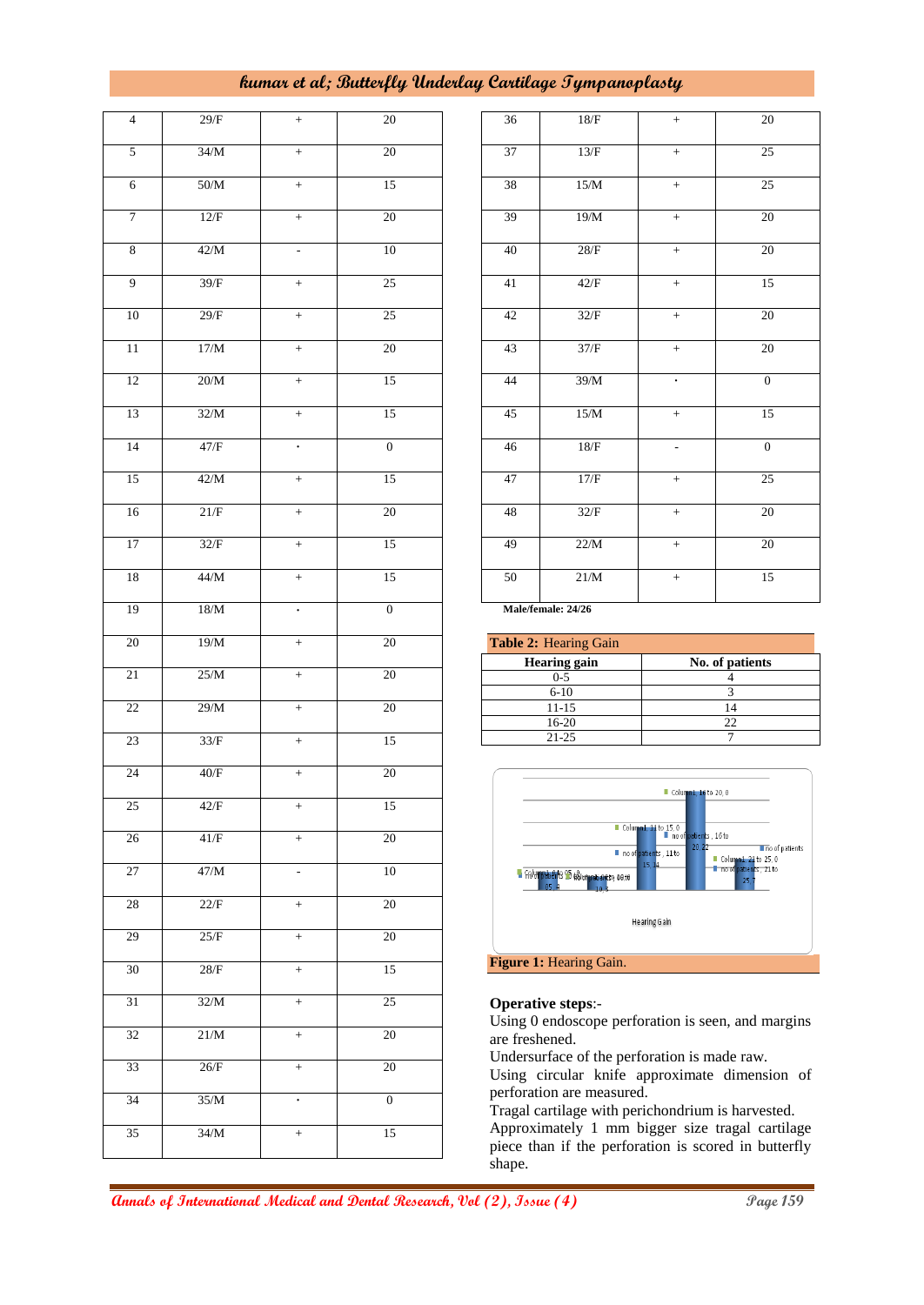| | | | |
|---|---|---|---|
| 4 | 29/F | + | 20 |
| 5 | 34/M | + | 20 |
| 6 | 50/M | + | 15 |
| 7 | 12/F | + | 20 |
| 8 | 42/M | - | 10 |
| 9 | 39/F | + | 25 |
| 10 | 29/F | + | 25 |
| 11 | 17/M | + | 20 |
| 12 | 20/M | + | 15 |
| 13 | 32/M | + | 15 |
| 14 | 47/F | - | 0 |
| 15 | 42/M | + | 15 |
| 16 | 21/F | + | 20 |
| 17 | 32/F | + | 15 |
| 18 | 44/M | + | 15 |
| 19 | 18/M | - | 0 |
| 20 | 19/M | + | 20 |
| 21 | 25/M | + | 20 |
| 22 | 29/M | + | 20 |
| 23 | 33/F | + | 15 |
| 24 | 40/F | + | 20 |
| 25 | 42/F | + | 15 |
| 26 | 41/F | + | 20 |
| 27 | 47/M | - | 10 |
| 28 | 22/F | + | 20 |
| 29 | 25/F | + | 20 |
| 30 | 28/F | + | 15 |
| 31 | 32/M | + | 25 |
| 32 | 21/M | + | 20 |
| 33 | 26/F | + | 20 |
| 34 | 35/M | - | 0 |
| 35 | 34/M | + | 15 |
| 36 | 18/F | + | 20 |
| 37 | 13/F | + | 25 |
| 38 | 15/M | + | 25 |
| 39 | 19/M | + | 20 |
| 40 | 28/F | + | 20 |
| 41 | 42/F | + | 15 |
| 42 | 32/F | + | 20 |
| 43 | 37/F | + | 20 |
| 44 | 39/M | - | 0 |
| 45 | 15/M | + | 15 |
| 46 | 18/F | - | 0 |
| 47 | 17/F | + | 25 |
| 48 | 32/F | + | 20 |
| 49 | 22/M | + | 20 |
| 50 | 21/M | + | 15 |

**Male/female: 24/26**

**Table 2:** Hearing Gain

| Hearing gain | No. of patients |
|---|---|
| 0-5 | 4 |
| 6-10 | 3 |
| 11-15 | 14 |
| 16-20 | 22 |
| 21-25 | 7 |

**Figure 1:** Hearing Gain.

**Operative steps**:-

Using 0 endoscope perforation is seen, and margins are freshened.

Undersurface of the perforation is made raw.

Using circular knife approximate dimension of perforation are measured.

Tragal cartilage with perichondrium is harvested.

Approximately 1 mm bigger size tragal cartilage piece than if the perforation is scored in butterfly shape.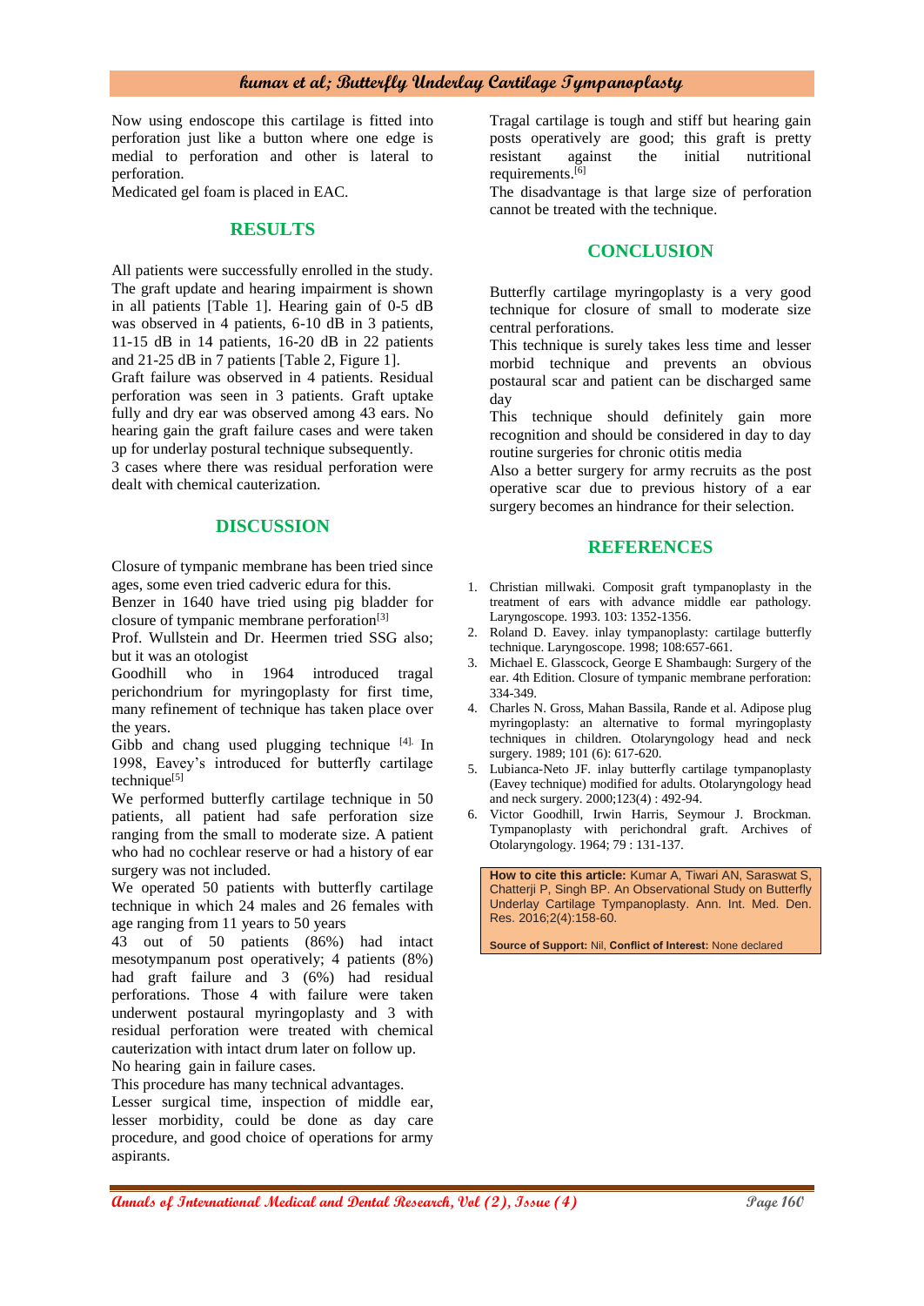Now using endoscope this cartilage is fitted into perforation just like a button where one edge is medial to perforation and other is lateral to perforation.

Medicated gel foam is placed in EAC.

## RESULTS

All patients were successfully enrolled in the study. The graft update and hearing impairment is shown in all patients [Table 1]. Hearing gain of 0-5 dB was observed in 4 patients, 6-10 dB in 3 patients, 11-15 dB in 14 patients, 16-20 dB in 22 patients and 21-25 dB in 7 patients [Table 2, Figure 1].

Graft failure was observed in 4 patients. Residual perforation was seen in 3 patients. Graft uptake fully and dry ear was observed among 43 ears. No hearing gain the graft failure cases and were taken up for underlay postural technique subsequently.

3 cases where there was residual perforation were dealt with chemical cauterization.

## DISCUSSION

Closure of tympanic membrane has been tried since ages, some even tried cadveric edura for this.

Benzer in 1640 have tried using pig bladder for closure of tympanic membrane perforation[3]

Prof. Wullstein and Dr. Heermen tried SSG also; but it was an otologist

Goodhill who in 1964 introduced tragal perichondrium for myringoplasty for first time, many refinement of technique has taken place over the years.

Gibb and chang used plugging technique [4]. In 1998, Eavey's introduced for butterfly cartilage technique[5]

We performed butterfly cartilage technique in 50 patients, all patient had safe perforation size ranging from the small to moderate size. A patient who had no cochlear reserve or had a history of ear surgery was not included.

We operated 50 patients with butterfly cartilage technique in which 24 males and 26 females with age ranging from 11 years to 50 years

43 out of 50 patients (86%) had intact mesotympanum post operatively; 4 patients (8%) had graft failure and 3 (6%) had residual perforations. Those 4 with failure were taken underwent postaural myringoplasty and 3 with residual perforation were treated with chemical cauterization with intact drum later on follow up.

No hearing gain in failure cases.

This procedure has many technical advantages.

Lesser surgical time, inspection of middle ear, lesser morbidity, could be done as day care procedure, and good choice of operations for army aspirants.

Tragal cartilage is tough and stiff but hearing gain posts operatively are good; this graft is pretty resistant against the initial nutritional requirements.[6]

The disadvantage is that large size of perforation cannot be treated with the technique.

## CONCLUSION

Butterfly cartilage myringoplasty is a very good technique for closure of small to moderate size central perforations.

This technique is surely takes less time and lesser morbid technique and prevents an obvious postaural scar and patient can be discharged same day

This technique should definitely gain more recognition and should be considered in day to day routine surgeries for chronic otitis media

Also a better surgery for army recruits as the post operative scar due to previous history of a ear surgery becomes an hindrance for their selection.

## REFERENCES

1. Christian millwaki. Composit graft tympanoplasty in the treatment of ears with advance middle ear pathology. Laryngoscope. 1993. 103: 1352-1356.
2. Roland D. Eavey. inlay tympanoplasty: cartilage butterfly technique. Laryngoscope. 1998; 108:657-661.
3. Michael E. Glasscock, George E Shambaugh: Surgery of the ear. 4th Edition. Closure of tympanic membrane perforation: 334-349.
4. Charles N. Gross, Mahan Bassila, Rande et al. Adipose plug myringoplasty: an alternative to formal myringoplasty techniques in children. Otolaryngology head and neck surgery. 1989; 101 (6): 617-620.
5. Lubianca-Neto JF. inlay butterfly cartilage tympanoplasty (Eavey technique) modified for adults. Otolaryngology head and neck surgery. 2000;123(4) : 492-94.
6. Victor Goodhill, Irwin Harris, Seymour J. Brockman. Tympanoplasty with perichondral graft. Archives of Otolaryngology. 1964; 79 : 131-137.

**How to cite this article:** Kumar A, Tiwari AN, Saraswat S, Chatterji P, Singh BP. An Observational Study on Butterfly Underlay Cartilage Tympanoplasty. Ann. Int. Med. Den. Res. 2016;2(4):158-60.

**Source of Support:** Nil, **Conflict of Interest:** None declared